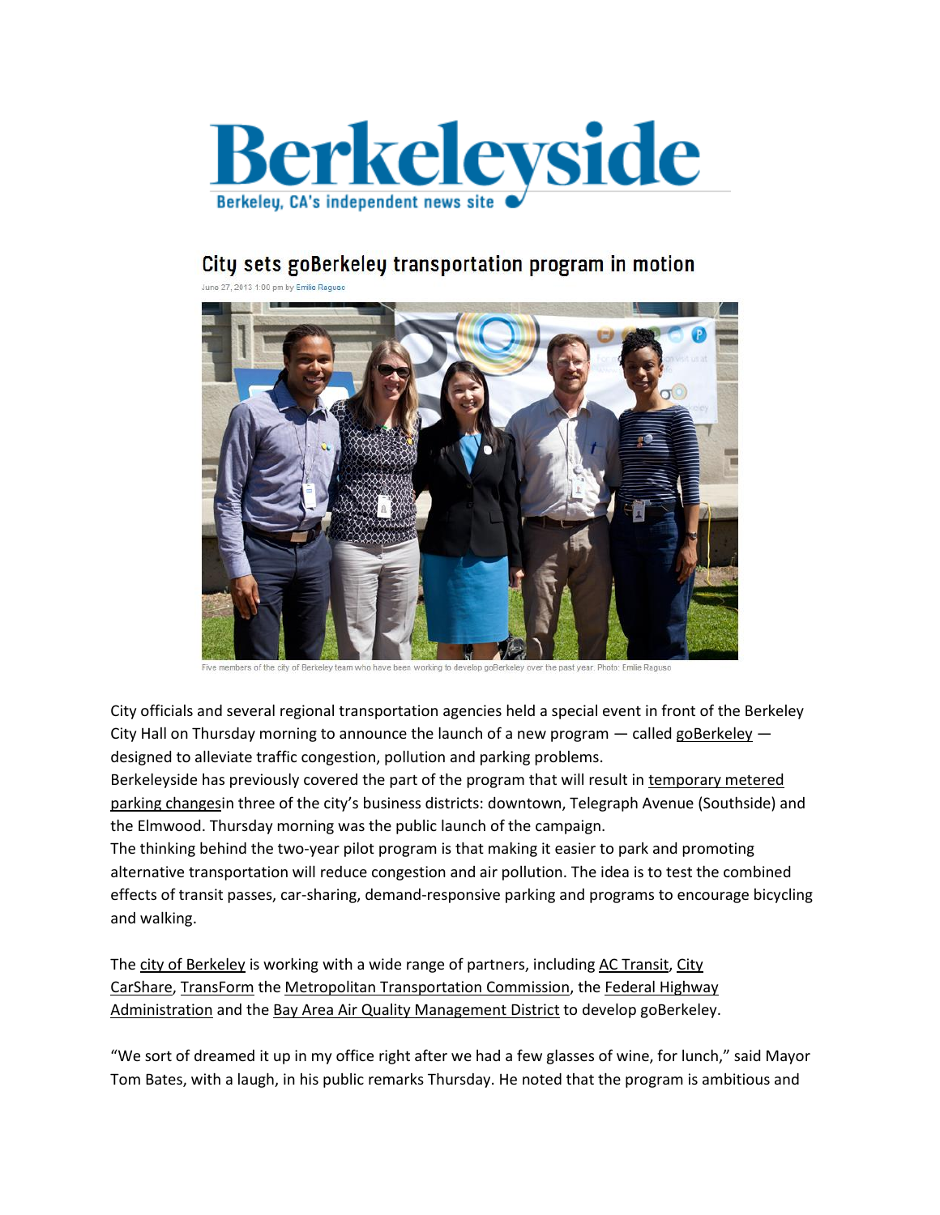# Berkeleyside

Berkeley, CA's independent news site

## City sets goBerkeley transportation program in motion

June 27, 2013 1:00 pm by Emilie Raguso

Five members of the city of Berkeley team who have been working to develop goBerkeley over the past year. Photo: Emilie Raguso

City officials and several regional transportation agencies held a special event in front of the Berkeley City Hall on Thursday morning to announce the launch of a new program — called goBerkeley — designed to alleviate traffic congestion, pollution and parking problems.

Berkeleyside has previously covered the part of the program that will result in temporary metered parking changesin three of the city's business districts: downtown, Telegraph Avenue (Southside) and the Elmwood. Thursday morning was the public launch of the campaign.

The thinking behind the two-year pilot program is that making it easier to park and promoting alternative transportation will reduce congestion and air pollution. The idea is to test the combined effects of transit passes, car-sharing, demand-responsive parking and programs to encourage bicycling and walking.

The city of Berkeley is working with a wide range of partners, including AC Transit, City CarShare, TransForm the Metropolitan Transportation Commission, the Federal Highway Administration and the Bay Area Air Quality Management District to develop goBerkeley.

"We sort of dreamed it up in my office right after we had a few glasses of wine, for lunch," said Mayor Tom Bates, with a laugh, in his public remarks Thursday. He noted that the program is ambitious and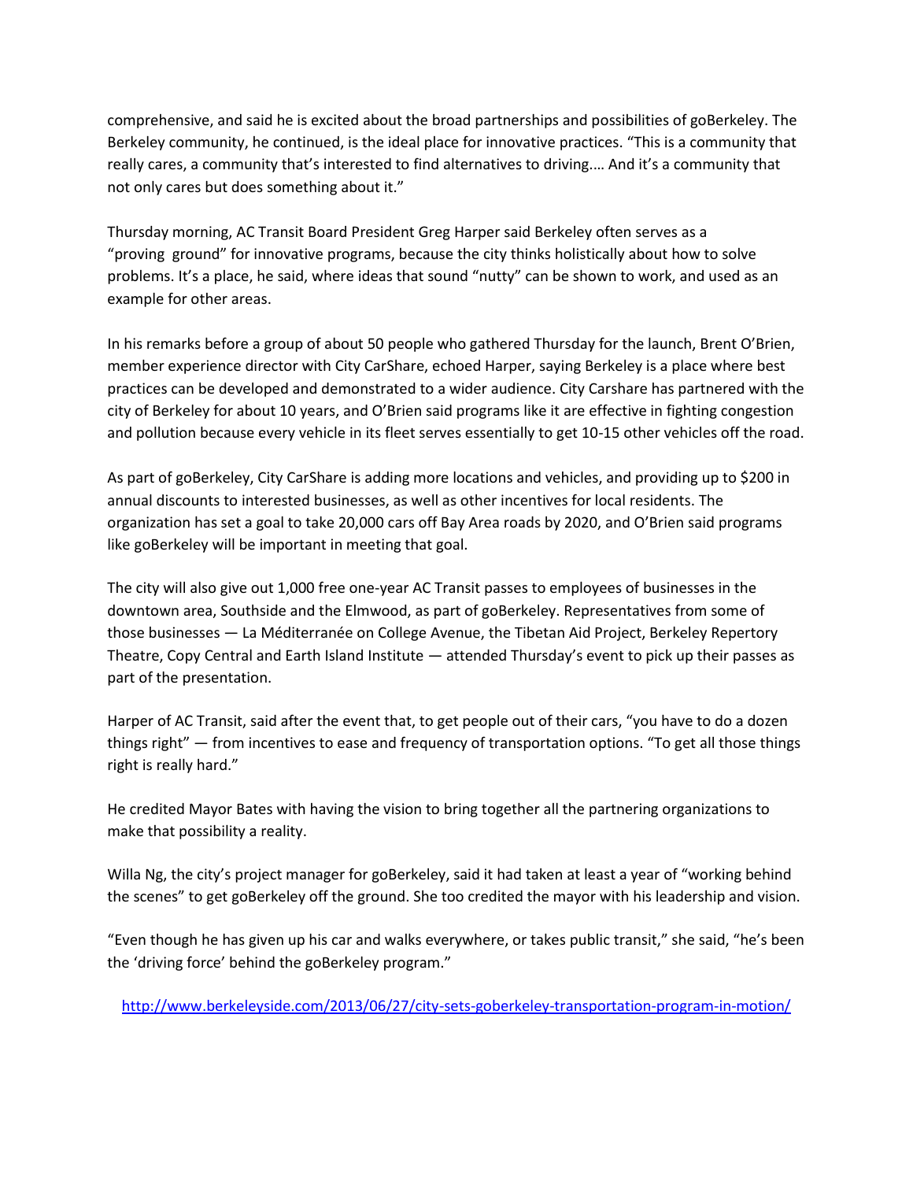comprehensive, and said he is excited about the broad partnerships and possibilities of goBerkeley. The Berkeley community, he continued, is the ideal place for innovative practices. "This is a community that really cares, a community that's interested to find alternatives to driving.… And it's a community that not only cares but does something about it."

Thursday morning, AC Transit Board President Greg Harper said Berkeley often serves as a "proving ground" for innovative programs, because the city thinks holistically about how to solve problems. It's a place, he said, where ideas that sound "nutty" can be shown to work, and used as an example for other areas.

In his remarks before a group of about 50 people who gathered Thursday for the launch, Brent O'Brien, member experience director with City CarShare, echoed Harper, saying Berkeley is a place where best practices can be developed and demonstrated to a wider audience. City Carshare has partnered with the city of Berkeley for about 10 years, and O'Brien said programs like it are effective in fighting congestion and pollution because every vehicle in its fleet serves essentially to get 10-15 other vehicles off the road.

As part of goBerkeley, City CarShare is adding more locations and vehicles, and providing up to $200 in annual discounts to interested businesses, as well as other incentives for local residents. The organization has set a goal to take 20,000 cars off Bay Area roads by 2020, and O'Brien said programs like goBerkeley will be important in meeting that goal.

The city will also give out 1,000 free one-year AC Transit passes to employees of businesses in the downtown area, Southside and the Elmwood, as part of goBerkeley. Representatives from some of those businesses — La Méditerranée on College Avenue, the Tibetan Aid Project, Berkeley Repertory Theatre, Copy Central and Earth Island Institute — attended Thursday's event to pick up their passes as part of the presentation.

Harper of AC Transit, said after the event that, to get people out of their cars, "you have to do a dozen things right" — from incentives to ease and frequency of transportation options. "To get all those things right is really hard."

He credited Mayor Bates with having the vision to bring together all the partnering organizations to make that possibility a reality.

Willa Ng, the city's project manager for goBerkeley, said it had taken at least a year of "working behind the scenes" to get goBerkeley off the ground. She too credited the mayor with his leadership and vision.

"Even though he has given up his car and walks everywhere, or takes public transit," she said, "he's been the 'driving force' behind the goBerkeley program."

http://www.berkeleyside.com/2013/06/27/city-sets-goberkeley-transportation-program-in-motion/